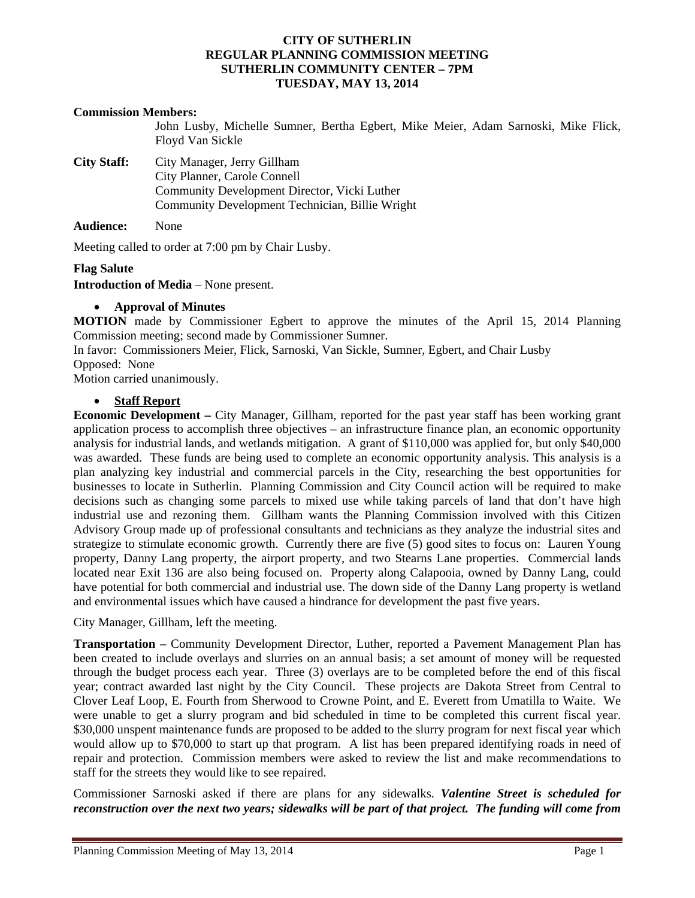# CITY OF SUTHERLIN
## REGULAR PLANNING COMMISSION MEETING
## SUTHERLIN COMMUNITY CENTER – 7PM
## TUESDAY, MAY 13, 2014

**Commission Members:**
John Lusby, Michelle Sumner, Bertha Egbert, Mike Meier, Adam Sarnoski, Mike Flick, Floyd Van Sickle

**City Staff:** City Manager, Jerry Gillham
City Planner, Carole Connell
Community Development Director, Vicki Luther
Community Development Technician, Billie Wright

**Audience:** None

Meeting called to order at 7:00 pm by Chair Lusby.

**Flag Salute**

**Introduction of Media** – None present.

- **Approval of Minutes**

**MOTION** made by Commissioner Egbert to approve the minutes of the April 15, 2014 Planning Commission meeting; second made by Commissioner Sumner.
In favor: Commissioners Meier, Flick, Sarnoski, Van Sickle, Sumner, Egbert, and Chair Lusby
Opposed: None
Motion carried unanimously.

- **Staff Report**

**Economic Development –** City Manager, Gillham, reported for the past year staff has been working grant application process to accomplish three objectives – an infrastructure finance plan, an economic opportunity analysis for industrial lands, and wetlands mitigation. A grant of $110,000 was applied for, but only $40,000 was awarded. These funds are being used to complete an economic opportunity analysis. This analysis is a plan analyzing key industrial and commercial parcels in the City, researching the best opportunities for businesses to locate in Sutherlin. Planning Commission and City Council action will be required to make decisions such as changing some parcels to mixed use while taking parcels of land that don't have high industrial use and rezoning them. Gillham wants the Planning Commission involved with this Citizen Advisory Group made up of professional consultants and technicians as they analyze the industrial sites and strategize to stimulate economic growth. Currently there are five (5) good sites to focus on: Lauren Young property, Danny Lang property, the airport property, and two Stearns Lane properties. Commercial lands located near Exit 136 are also being focused on. Property along Calapooia, owned by Danny Lang, could have potential for both commercial and industrial use. The down side of the Danny Lang property is wetland and environmental issues which have caused a hindrance for development the past five years.

City Manager, Gillham, left the meeting.

**Transportation –** Community Development Director, Luther, reported a Pavement Management Plan has been created to include overlays and slurries on an annual basis; a set amount of money will be requested through the budget process each year. Three (3) overlays are to be completed before the end of this fiscal year; contract awarded last night by the City Council. These projects are Dakota Street from Central to Clover Leaf Loop, E. Fourth from Sherwood to Crowne Point, and E. Everett from Umatilla to Waite. We were unable to get a slurry program and bid scheduled in time to be completed this current fiscal year. $30,000 unspent maintenance funds are proposed to be added to the slurry program for next fiscal year which would allow up to $70,000 to start up that program. A list has been prepared identifying roads in need of repair and protection. Commission members were asked to review the list and make recommendations to staff for the streets they would like to see repaired.

Commissioner Sarnoski asked if there are plans for any sidewalks. ***Valentine Street is scheduled for reconstruction over the next two years; sidewalks will be part of that project. The funding will come from***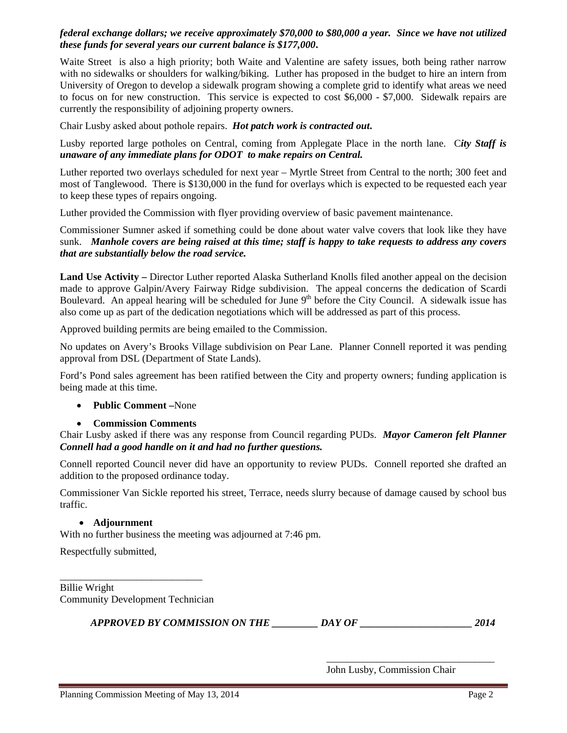***federal exchange dollars; we receive approximately $70,000 to $80,000 a year. Since we have not utilized these funds for several years our current balance is $177,000.***

Waite Street is also a high priority; both Waite and Valentine are safety issues, both being rather narrow with no sidewalks or shoulders for walking/biking. Luther has proposed in the budget to hire an intern from University of Oregon to develop a sidewalk program showing a complete grid to identify what areas we need to focus on for new construction. This service is expected to cost $6,000 - $7,000. Sidewalk repairs are currently the responsibility of adjoining property owners.

Chair Lusby asked about pothole repairs. ***Hot patch work is contracted out.***

Lusby reported large potholes on Central, coming from Applegate Place in the north lane. C***ity Staff is unaware of any immediate plans for ODOT to make repairs on Central.***

Luther reported two overlays scheduled for next year – Myrtle Street from Central to the north; 300 feet and most of Tanglewood. There is $130,000 in the fund for overlays which is expected to be requested each year to keep these types of repairs ongoing.

Luther provided the Commission with flyer providing overview of basic pavement maintenance.

Commissioner Sumner asked if something could be done about water valve covers that look like they have sunk. ***Manhole covers are being raised at this time; staff is happy to take requests to address any covers that are substantially below the road service.***

**Land Use Activity –** Director Luther reported Alaska Sutherland Knolls filed another appeal on the decision made to approve Galpin/Avery Fairway Ridge subdivision. The appeal concerns the dedication of Scardi Boulevard. An appeal hearing will be scheduled for June 9th before the City Council. A sidewalk issue has also come up as part of the dedication negotiations which will be addressed as part of this process.

Approved building permits are being emailed to the Commission.

No updates on Avery's Brooks Village subdivision on Pear Lane. Planner Connell reported it was pending approval from DSL (Department of State Lands).

Ford's Pond sales agreement has been ratified between the City and property owners; funding application is being made at this time.

- **Public Comment –**None

- **Commission Comments**

Chair Lusby asked if there was any response from Council regarding PUDs. ***Mayor Cameron felt Planner Connell had a good handle on it and had no further questions.***

Connell reported Council never did have an opportunity to review PUDs. Connell reported she drafted an addition to the proposed ordinance today.

Commissioner Van Sickle reported his street, Terrace, needs slurry because of damage caused by school bus traffic.

- **Adjournment**

With no further business the meeting was adjourned at 7:46 pm.

Respectfully submitted,

\_\_\_\_\_\_\_\_\_\_\_\_\_\_\_\_\_\_\_\_\_\_\_\_\_\_\_\_\_\_

Billie Wright
Community Development Technician

***APPROVED BY COMMISSION ON THE \_\_\_\_\_\_\_\_\_ DAY OF \_\_\_\_\_\_\_\_\_\_\_\_\_\_\_\_\_\_\_\_\_\_ 2014***

\_\_\_\_\_\_\_\_\_\_\_\_\_\_\_\_\_\_\_\_\_\_\_\_\_\_\_\_\_\_\_\_\_\_

John Lusby, Commission Chair